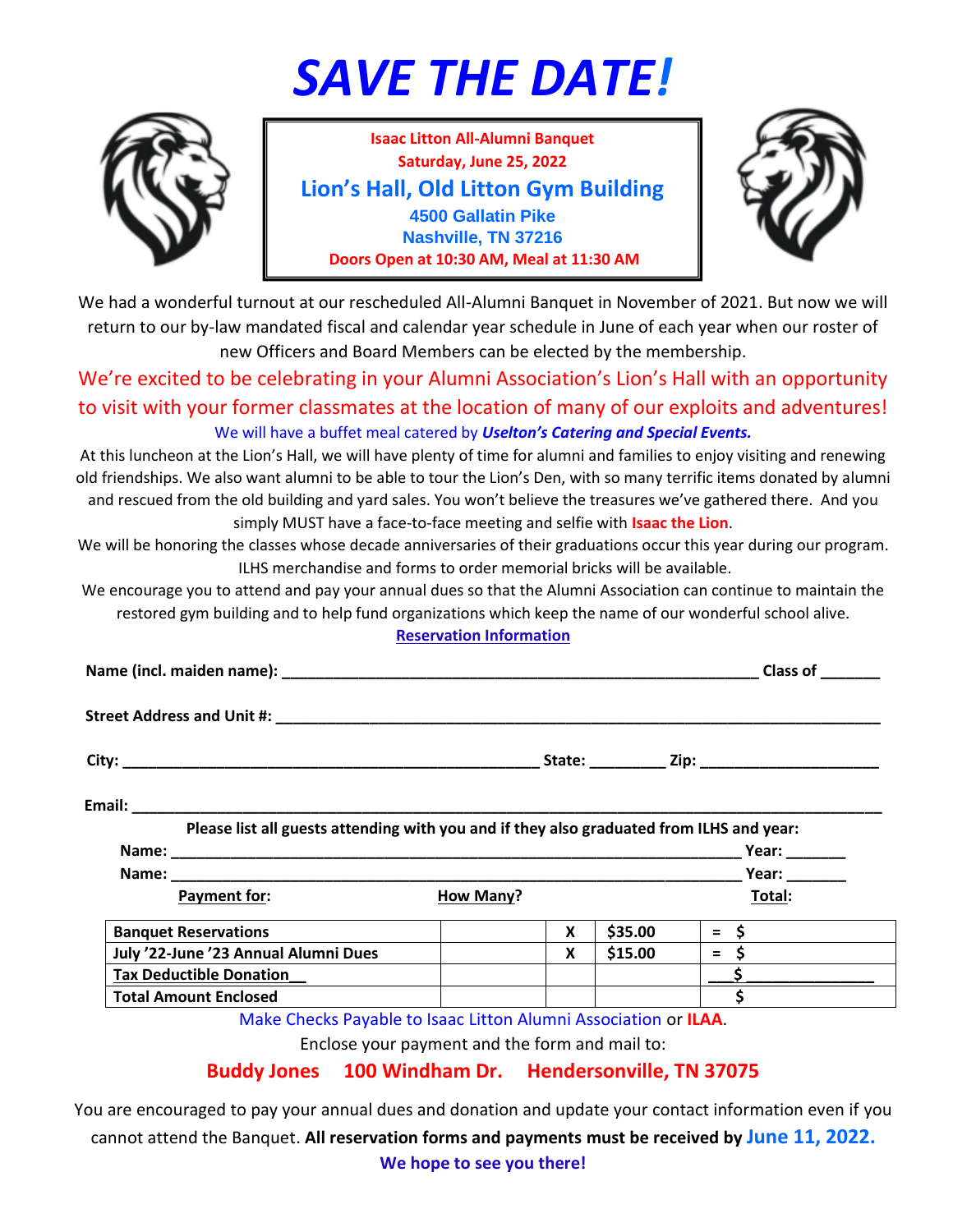# *SAVE THE DATE!*

**Isaac Litton All-Alumni Banquet**
**Saturday, June 25, 2022**

**Lion's Hall, Old Litton Gym Building**
**4500 Gallatin Pike**
**Nashville, TN 37216**
**Doors Open at 10:30 AM, Meal at 11:30 AM**

We had a wonderful turnout at our rescheduled All-Alumni Banquet in November of 2021. But now we will return to our by-law mandated fiscal and calendar year schedule in June of each year when our roster of new Officers and Board Members can be elected by the membership.

We're excited to be celebrating in your Alumni Association's Lion's Hall with an opportunity to visit with your former classmates at the location of many of our exploits and adventures!

We will have a buffet meal catered by ***Uselton's Catering and Special Events.***

At this luncheon at the Lion's Hall, we will have plenty of time for alumni and families to enjoy visiting and renewing old friendships. We also want alumni to be able to tour the Lion's Den, with so many terrific items donated by alumni and rescued from the old building and yard sales. You won't believe the treasures we've gathered there. And you simply MUST have a face-to-face meeting and selfie with **Isaac the Lion**.

We will be honoring the classes whose decade anniversaries of their graduations occur this year during our program. ILHS merchandise and forms to order memorial bricks will be available.

We encourage you to attend and pay your annual dues so that the Alumni Association can continue to maintain the restored gym building and to help fund organizations which keep the name of our wonderful school alive.

**Reservation Information**

**Name (incl. maiden name):** ____________________ **Class of** _______

**Street Address and Unit #:** ____________________

**City:** ____________________ **State:** _________ **Zip:** ____________________

**Email:** ____________________

**Please list all guests attending with you and if they also graduated from ILHS and year:**

**Name:** ____________________ **Year:** _______

**Name:** ____________________ **Year:** _______

| **Payment for:** | **How Many?** | | | **Total:** |
|---|---|---|---|---|
| **Banquet Reservations** | | **X** | **$35.00** | **= $** |
| **July '22-June '23 Annual Alumni Dues** | | **X** | **$15.00** | **= $** |
| **Tax Deductible Donation__** | | | | **___$ _______________** |
| **Total Amount Enclosed** | | | | **$** |

Make Checks Payable to Isaac Litton Alumni Association or **ILAA**.

Enclose your payment and the form and mail to:

**Buddy Jones 100 Windham Dr. Hendersonville, TN 37075**

You are encouraged to pay your annual dues and donation and update your contact information even if you cannot attend the Banquet. **All reservation forms and payments must be received by June 11, 2022.**

**We hope to see you there!**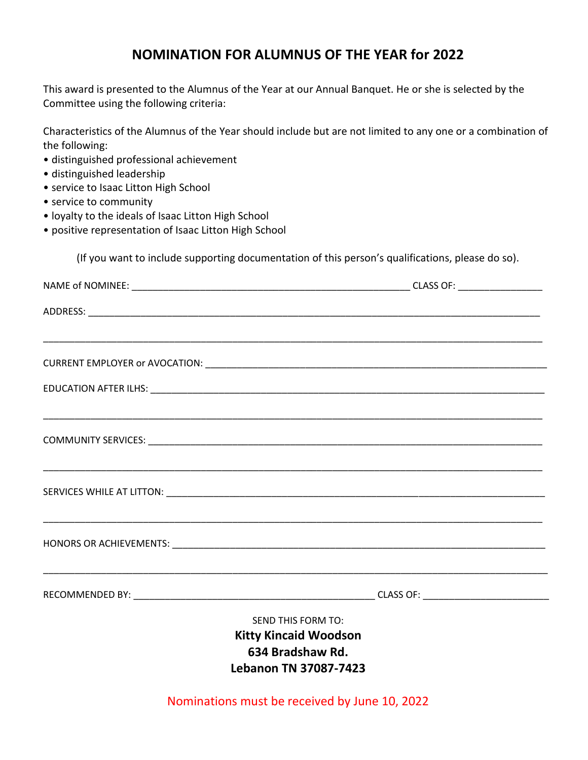# NOMINATION FOR ALUMNUS OF THE YEAR for 2022

This award is presented to the Alumnus of the Year at our Annual Banquet. He or she is selected by the Committee using the following criteria:

Characteristics of the Alumnus of the Year should include but are not limited to any one or a combination of the following:

- distinguished professional achievement
- distinguished leadership
- service to Isaac Litton High School
- service to community
- loyalty to the ideals of Isaac Litton High School
- positive representation of Isaac Litton High School

(If you want to include supporting documentation of this person's qualifications, please do so).

NAME of NOMINEE: ________________________________________________ CLASS OF: ______________

ADDRESS: ______________________________________________________________________________

_______________________________________________________________________________________

CURRENT EMPLOYER or AVOCATION: _______________________________________________________

EDUCATION AFTER ILHS: _________________________________________________________________

_______________________________________________________________________________________

COMMUNITY SERVICES: __________________________________________________________________

_______________________________________________________________________________________

SERVICES WHILE AT LITTON: ______________________________________________________________

_______________________________________________________________________________________

HONORS OR ACHIEVEMENTS: ______________________________________________________________

_______________________________________________________________________________________

RECOMMENDED BY: _________________________________________ CLASS OF: ______________________

SEND THIS FORM TO:

**Kitty Kincaid Woodson**
**634 Bradshaw Rd.**
**Lebanon TN 37087-7423**

Nominations must be received by June 10, 2022